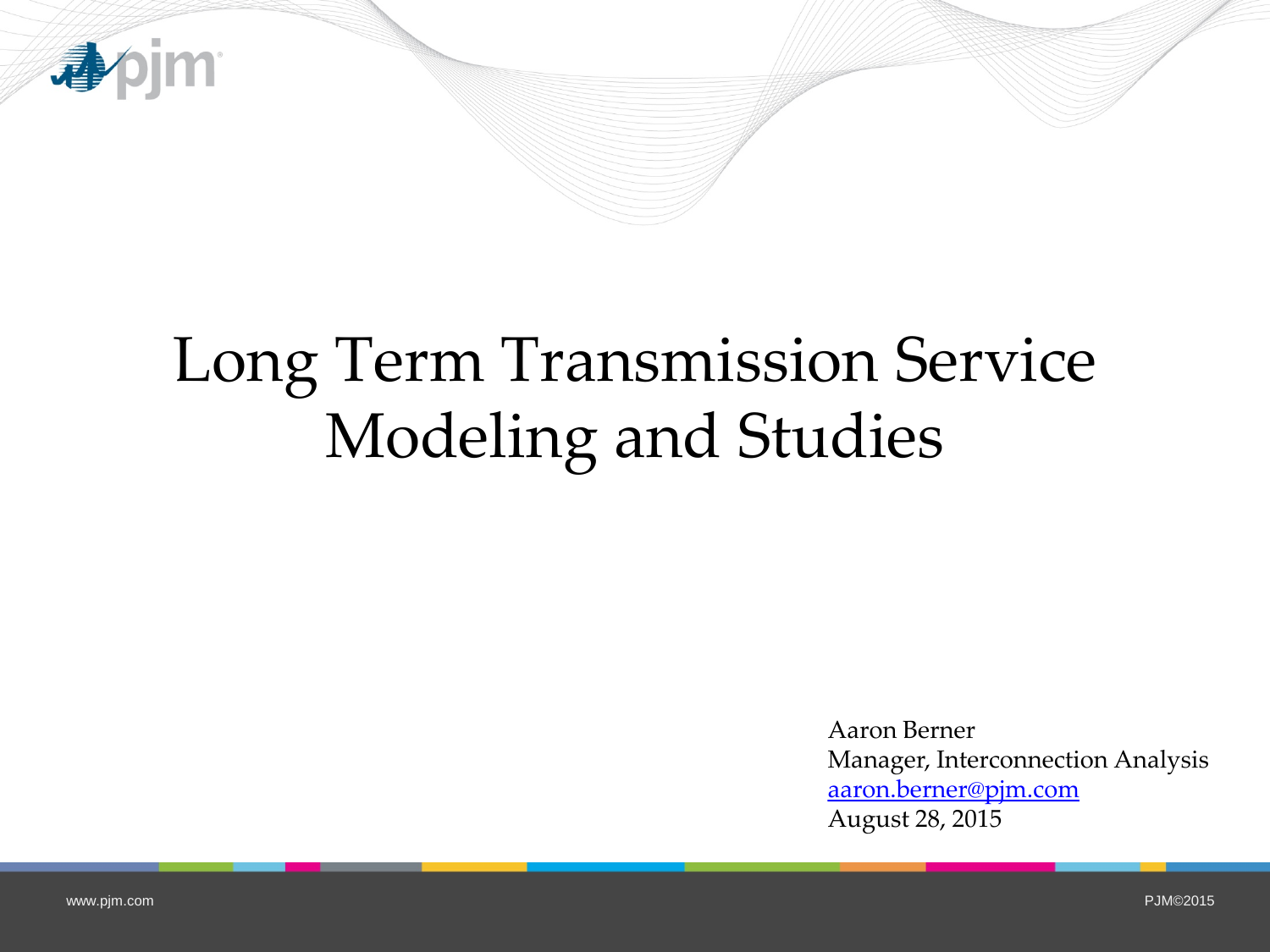# Long Term Transmission Service Modeling and Studies

Aaron Berner
Manager, Interconnection Analysis
aaron.berner@pjm.com
August 28, 2015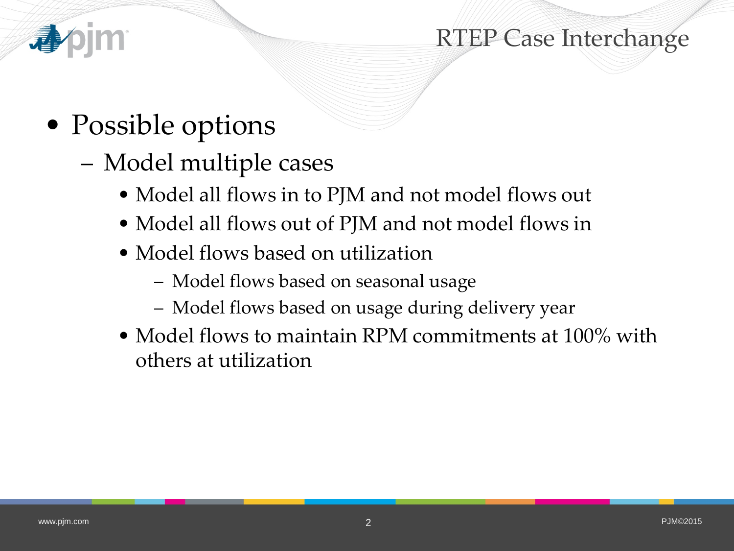# RTEP Case Interchange

- Possible options
  - Model multiple cases
    - Model all flows in to PJM and not model flows out
    - Model all flows out of PJM and not model flows in
    - Model flows based on utilization
      - Model flows based on seasonal usage
      - Model flows based on usage during delivery year
    - Model flows to maintain RPM commitments at 100% with others at utilization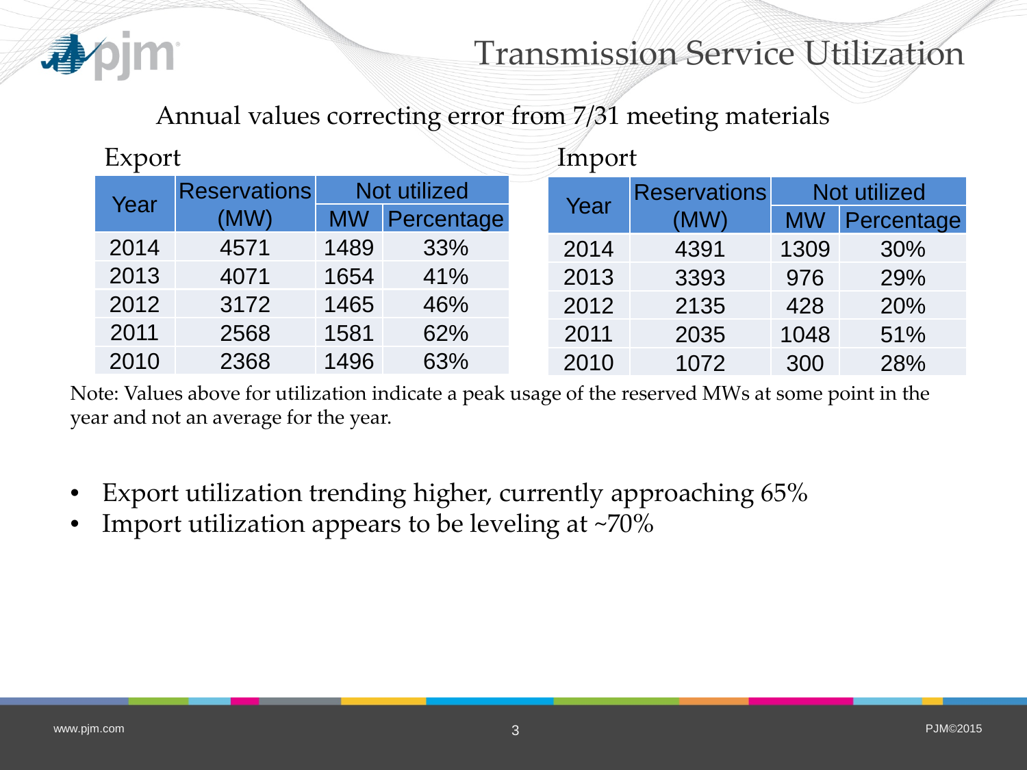# Transmission Service Utilization

Annual values correcting error from 7/31 meeting materials

Export

| Year | Reservations (MW) | Not utilized | |
|---|---|---|---|
| | | MW | Percentage |
| 2014 | 4571 | 1489 | 33% |
| 2013 | 4071 | 1654 | 41% |
| 2012 | 3172 | 1465 | 46% |
| 2011 | 2568 | 1581 | 62% |
| 2010 | 2368 | 1496 | 63% |

Import

| Year | Reservations (MW) | Not utilized | |
|---|---|---|---|
| | | MW | Percentage |
| 2014 | 4391 | 1309 | 30% |
| 2013 | 3393 | 976 | 29% |
| 2012 | 2135 | 428 | 20% |
| 2011 | 2035 | 1048 | 51% |
| 2010 | 1072 | 300 | 28% |

Note: Values above for utilization indicate a peak usage of the reserved MWs at some point in the year and not an average for the year.

- Export utilization trending higher, currently approaching 65%
- Import utilization appears to be leveling at ~70%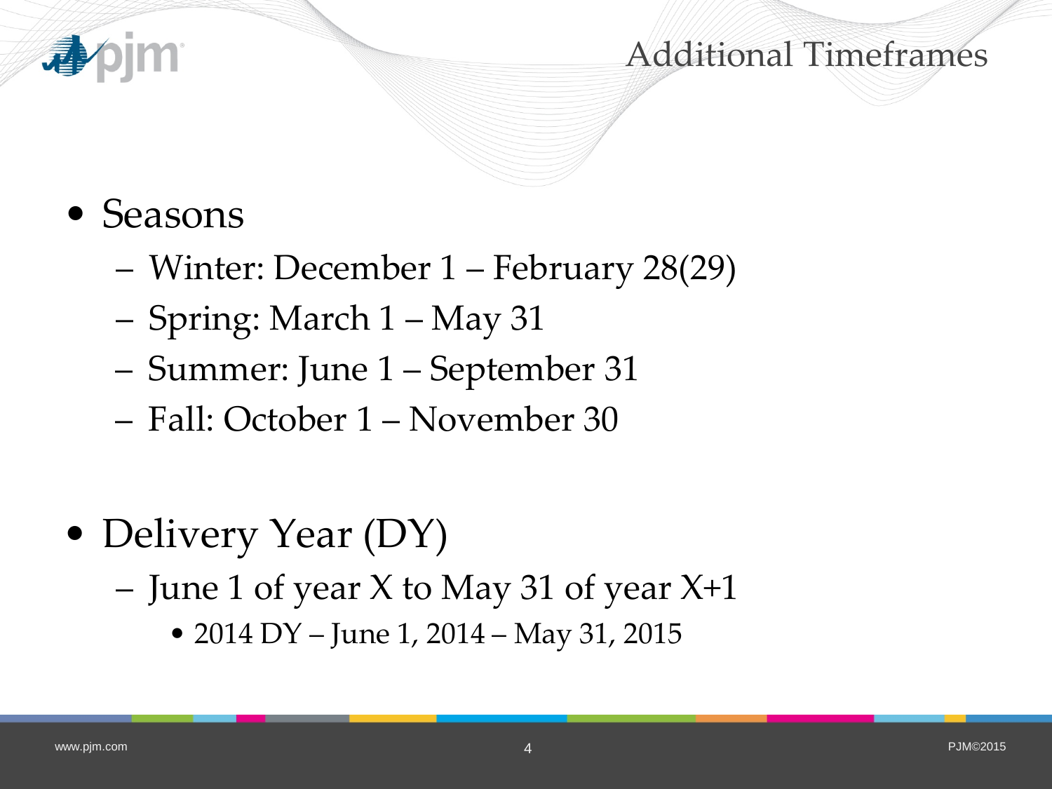# Additional Timeframes

- Seasons
  - Winter: December 1 – February 28(29)
  - Spring: March 1 – May 31
  - Summer: June 1 – September 31
  - Fall: October 1 – November 30

- Delivery Year (DY)
  - June 1 of year X to May 31 of year X+1
    - 2014 DY – June 1, 2014 – May 31, 2015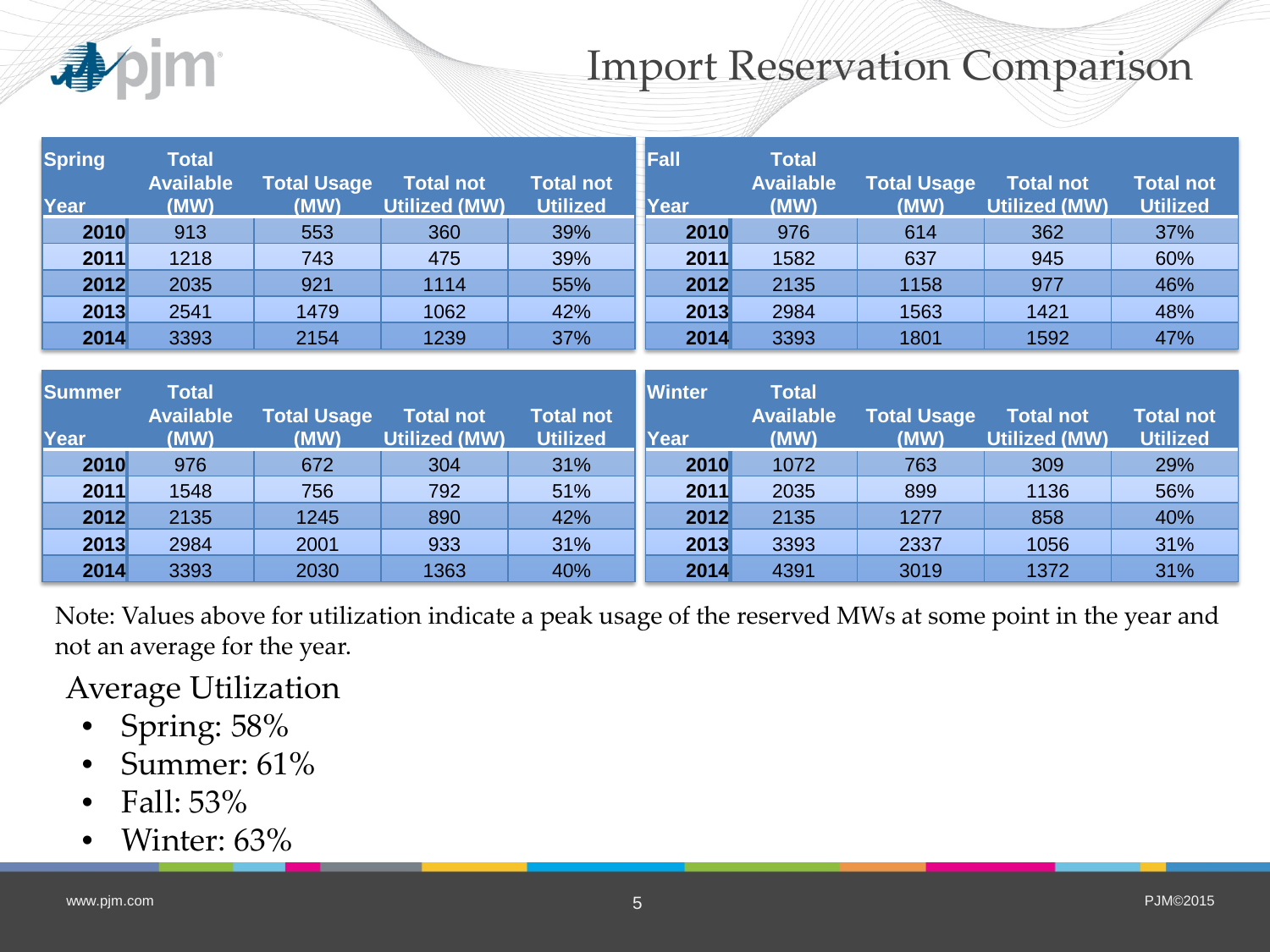# Import Reservation Comparison

| Spring Year | Total Available (MW) | Total Usage (MW) | Total not Utilized (MW) | Total not Utilized |
|---|---|---|---|---|
| **2010** | 913 | 553 | 360 | 39% |
| **2011** | 1218 | 743 | 475 | 39% |
| **2012** | 2035 | 921 | 1114 | 55% |
| **2013** | 2541 | 1479 | 1062 | 42% |
| **2014** | 3393 | 2154 | 1239 | 37% |

| Fall Year | Total Available (MW) | Total Usage (MW) | Total not Utilized (MW) | Total not Utilized |
|---|---|---|---|---|
| **2010** | 976 | 614 | 362 | 37% |
| **2011** | 1582 | 637 | 945 | 60% |
| **2012** | 2135 | 1158 | 977 | 46% |
| **2013** | 2984 | 1563 | 1421 | 48% |
| **2014** | 3393 | 1801 | 1592 | 47% |

| Summer Year | Total Available (MW) | Total Usage (MW) | Total not Utilized (MW) | Total not Utilized |
|---|---|---|---|---|
| **2010** | 976 | 672 | 304 | 31% |
| **2011** | 1548 | 756 | 792 | 51% |
| **2012** | 2135 | 1245 | 890 | 42% |
| **2013** | 2984 | 2001 | 933 | 31% |
| **2014** | 3393 | 2030 | 1363 | 40% |

| Winter Year | Total Available (MW) | Total Usage (MW) | Total not Utilized (MW) | Total not Utilized |
|---|---|---|---|---|
| **2010** | 1072 | 763 | 309 | 29% |
| **2011** | 2035 | 899 | 1136 | 56% |
| **2012** | 2135 | 1277 | 858 | 40% |
| **2013** | 3393 | 2337 | 1056 | 31% |
| **2014** | 4391 | 3019 | 1372 | 31% |

Note: Values above for utilization indicate a peak usage of the reserved MWs at some point in the year and not an average for the year.

Average Utilization

- Spring: 58%
- Summer: 61%
- Fall: 53%
- Winter: 63%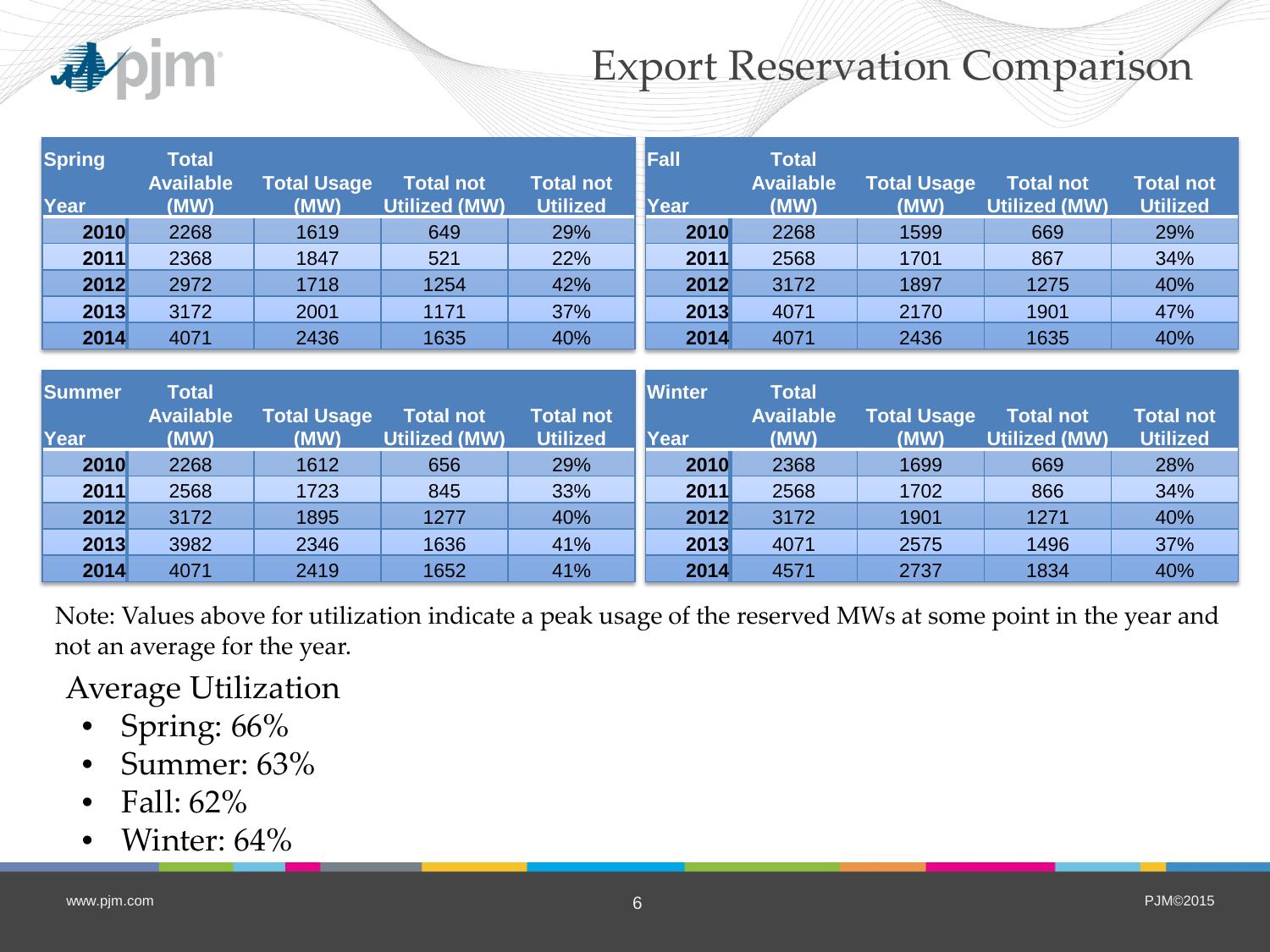# Export Reservation Comparison

| Spring Year | Total Available (MW) | Total Usage (MW) | Total not Utilized (MW) | Total not Utilized |
|---|---|---|---|---|
| 2010 | 2268 | 1619 | 649 | 29% |
| 2011 | 2368 | 1847 | 521 | 22% |
| 2012 | 2972 | 1718 | 1254 | 42% |
| 2013 | 3172 | 2001 | 1171 | 37% |
| 2014 | 4071 | 2436 | 1635 | 40% |

| Fall Year | Total Available (MW) | Total Usage (MW) | Total not Utilized (MW) | Total not Utilized |
|---|---|---|---|---|
| 2010 | 2268 | 1599 | 669 | 29% |
| 2011 | 2568 | 1701 | 867 | 34% |
| 2012 | 3172 | 1897 | 1275 | 40% |
| 2013 | 4071 | 2170 | 1901 | 47% |
| 2014 | 4071 | 2436 | 1635 | 40% |

| Summer Year | Total Available (MW) | Total Usage (MW) | Total not Utilized (MW) | Total not Utilized |
|---|---|---|---|---|
| 2010 | 2268 | 1612 | 656 | 29% |
| 2011 | 2568 | 1723 | 845 | 33% |
| 2012 | 3172 | 1895 | 1277 | 40% |
| 2013 | 3982 | 2346 | 1636 | 41% |
| 2014 | 4071 | 2419 | 1652 | 41% |

| Winter Year | Total Available (MW) | Total Usage (MW) | Total not Utilized (MW) | Total not Utilized |
|---|---|---|---|---|
| 2010 | 2368 | 1699 | 669 | 28% |
| 2011 | 2568 | 1702 | 866 | 34% |
| 2012 | 3172 | 1901 | 1271 | 40% |
| 2013 | 4071 | 2575 | 1496 | 37% |
| 2014 | 4571 | 2737 | 1834 | 40% |

Note: Values above for utilization indicate a peak usage of the reserved MWs at some point in the year and not an average for the year.

Average Utilization

- Spring: 66%
- Summer: 63%
- Fall: 62%
- Winter: 64%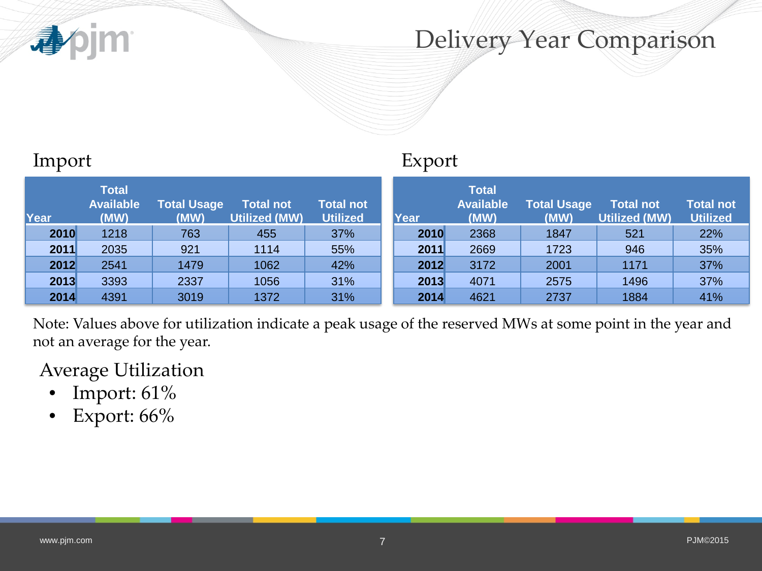# Delivery Year Comparison

## Import

| Year | Total Available (MW) | Total Usage (MW) | Total not Utilized (MW) | Total not Utilized |
|---|---|---|---|---|
| **2010** | 1218 | 763 | 455 | 37% |
| **2011** | 2035 | 921 | 1114 | 55% |
| **2012** | 2541 | 1479 | 1062 | 42% |
| **2013** | 3393 | 2337 | 1056 | 31% |
| **2014** | 4391 | 3019 | 1372 | 31% |

## Export

| Year | Total Available (MW) | Total Usage (MW) | Total not Utilized (MW) | Total not Utilized |
|---|---|---|---|---|
| **2010** | 2368 | 1847 | 521 | 22% |
| **2011** | 2669 | 1723 | 946 | 35% |
| **2012** | 3172 | 2001 | 1171 | 37% |
| **2013** | 4071 | 2575 | 1496 | 37% |
| **2014** | 4621 | 2737 | 1884 | 41% |

Note: Values above for utilization indicate a peak usage of the reserved MWs at some point in the year and not an average for the year.

Average Utilization

- Import: 61%
- Export: 66%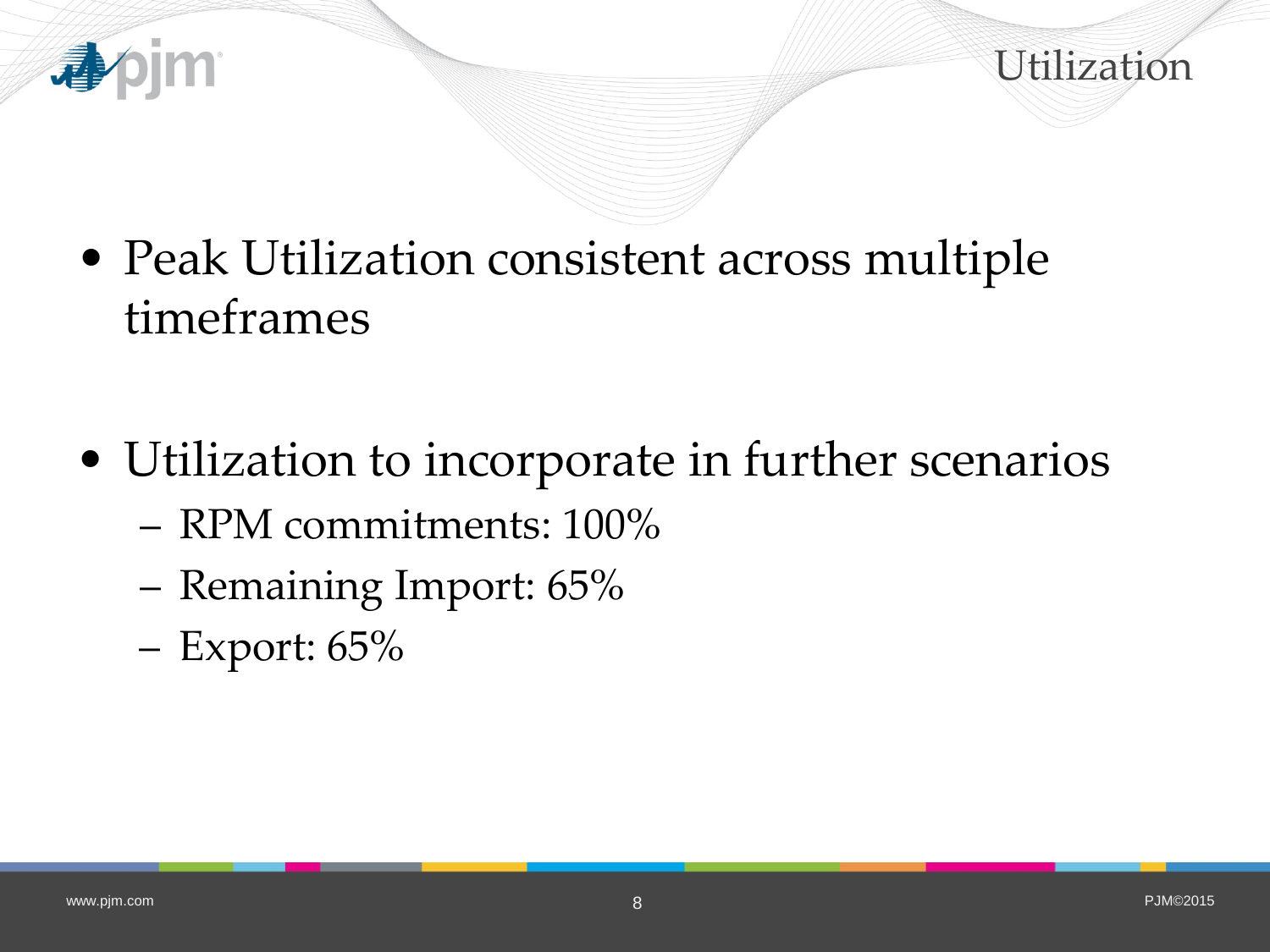# Utilization

- Peak Utilization consistent across multiple timeframes

- Utilization to incorporate in further scenarios
  - RPM commitments: 100%
  - Remaining Import: 65%
  - Export: 65%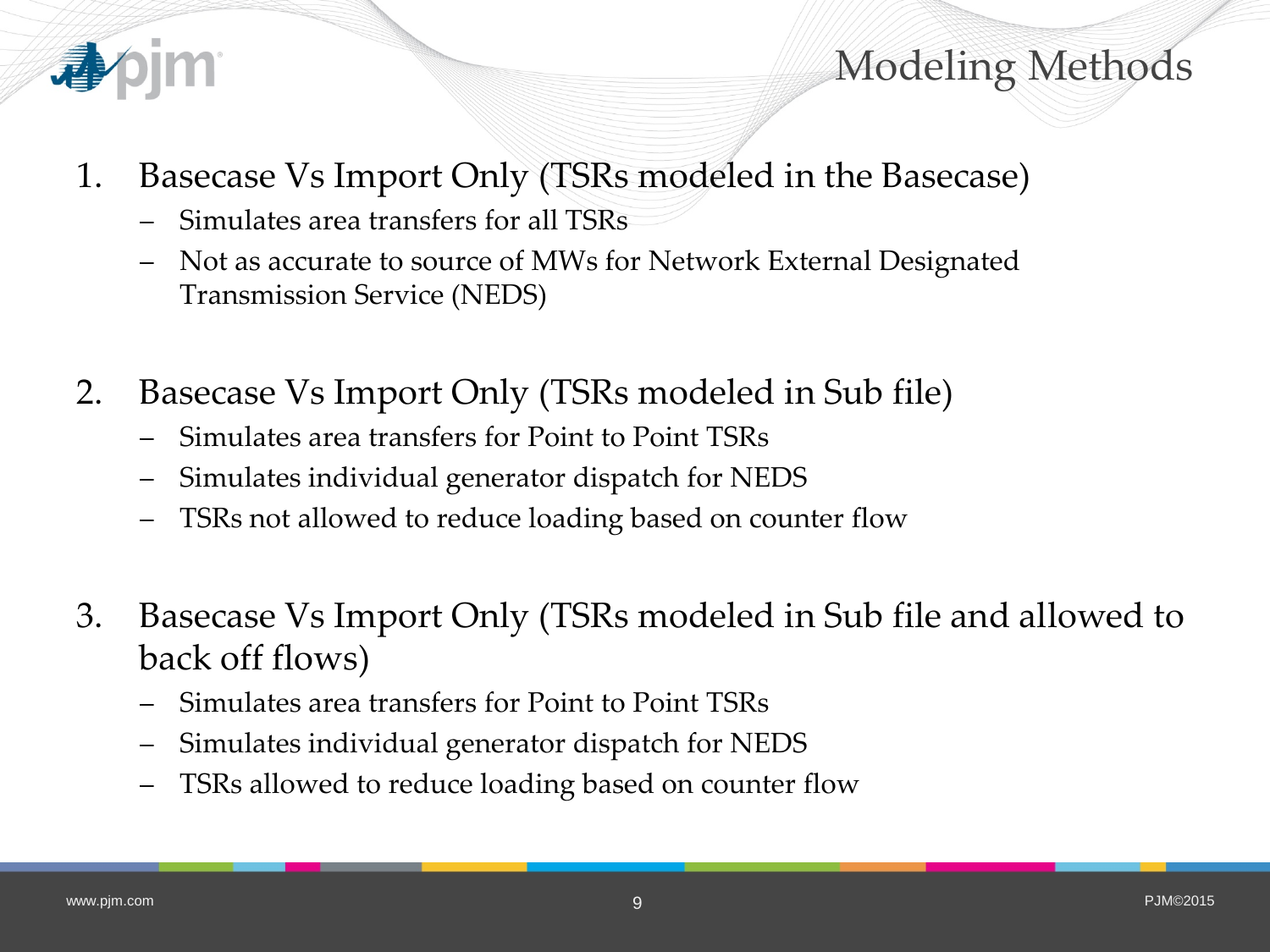# Modeling Methods

1. Basecase Vs Import Only (TSRs modeled in the Basecase)
   - Simulates area transfers for all TSRs
   - Not as accurate to source of MWs for Network External Designated Transmission Service (NEDS)

2. Basecase Vs Import Only (TSRs modeled in Sub file)
   - Simulates area transfers for Point to Point TSRs
   - Simulates individual generator dispatch for NEDS
   - TSRs not allowed to reduce loading based on counter flow

3. Basecase Vs Import Only (TSRs modeled in Sub file and allowed to back off flows)
   - Simulates area transfers for Point to Point TSRs
   - Simulates individual generator dispatch for NEDS
   - TSRs allowed to reduce loading based on counter flow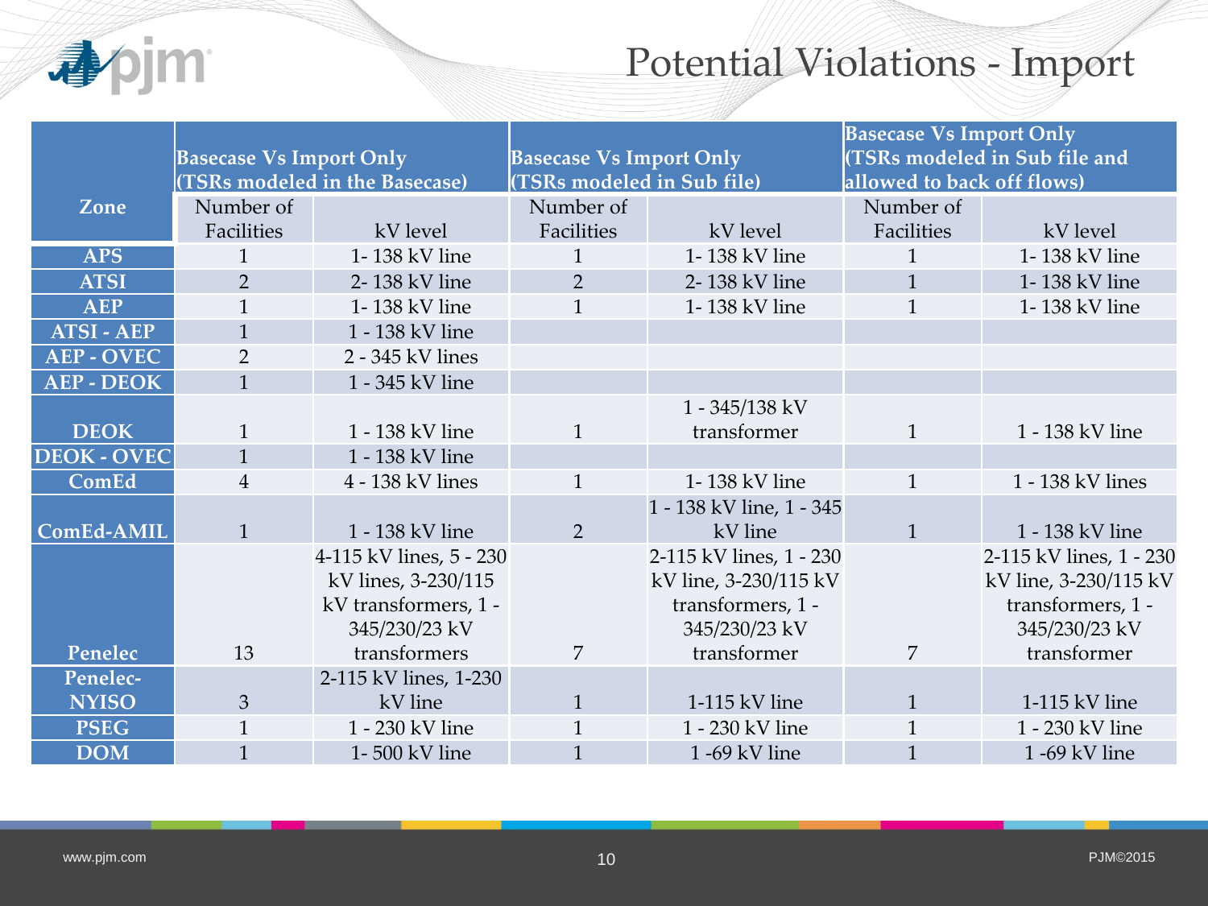# Potential Violations - Import

| Zone | Basecase Vs Import Only (TSRs modeled in the Basecase) | | Basecase Vs Import Only (TSRs modeled in Sub file) | | Basecase Vs Import Only (TSRs modeled in Sub file and allowed to back off flows) | |
|---|---|---|---|---|---|---|
| | Number of Facilities | kV level | Number of Facilities | kV level | Number of Facilities | kV level |
| APS | 1 | 1- 138 kV line | 1 | 1- 138 kV line | 1 | 1- 138 kV line |
| ATSI | 2 | 2- 138 kV line | 2 | 2- 138 kV line | 1 | 1- 138 kV line |
| AEP | 1 | 1- 138 kV line | 1 | 1- 138 kV line | 1 | 1- 138 kV line |
| ATSI - AEP | 1 | 1 - 138 kV line | | | | |
| AEP - OVEC | 2 | 2 - 345 kV lines | | | | |
| AEP - DEOK | 1 | 1 - 345 kV line | | | | |
| DEOK | 1 | 1 - 138 kV line | 1 | 1 - 345/138 kV transformer | 1 | 1 - 138 kV line |
| DEOK - OVEC | 1 | 1 - 138 kV line | | | | |
| ComEd | 4 | 4 - 138 kV lines | 1 | 1- 138 kV line | 1 | 1 - 138 kV lines |
| ComEd-AMIL | 1 | 1 - 138 kV line | 2 | 1 - 138 kV line, 1 - 345 kV line | 1 | 1 - 138 kV line |
| Penelec | 13 | 4-115 kV lines, 5 - 230 kV lines, 3-230/115 kV transformers, 1 - 345/230/23 kV transformers | 7 | 2-115 kV lines, 1 - 230 kV line, 3-230/115 kV transformers, 1 - 345/230/23 kV transformer | 7 | 2-115 kV lines, 1 - 230 kV line, 3-230/115 kV transformers, 1 - 345/230/23 kV transformer |
| Penelec-NYISO | 3 | 2-115 kV lines, 1-230 kV line | 1 | 1-115 kV line | 1 | 1-115 kV line |
| PSEG | 1 | 1 - 230 kV line | 1 | 1 - 230 kV line | 1 | 1 - 230 kV line |
| DOM | 1 | 1- 500 kV line | 1 | 1 -69 kV line | 1 | 1 -69 kV line |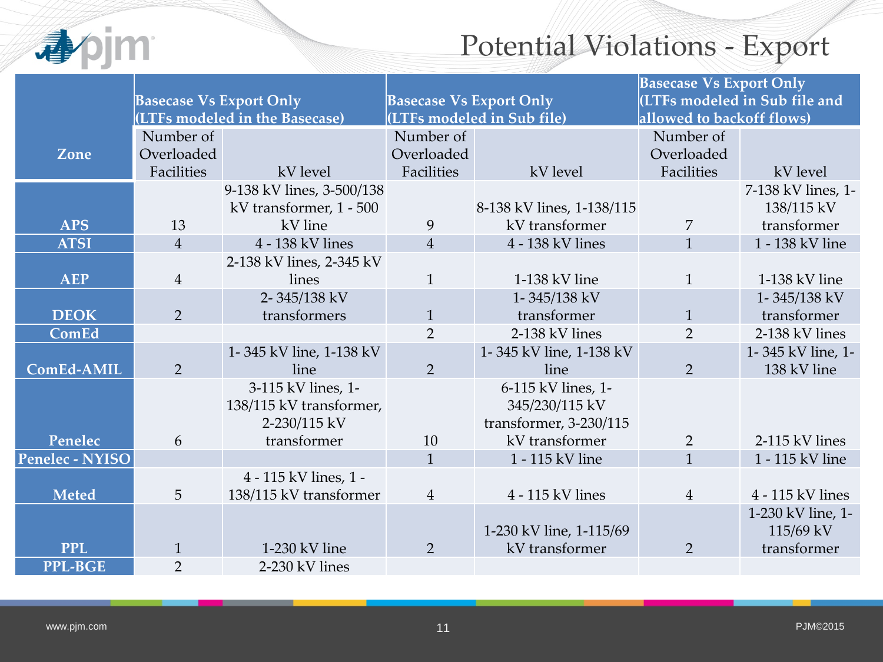# Potential Violations - Export

| Zone | Basecase Vs Export Only (LTFs modeled in the Basecase) | | Basecase Vs Export Only (LTFs modeled in Sub file) | | Basecase Vs Export Only (LTFs modeled in Sub file and allowed to backoff flows) | |
|---|---|---|---|---|---|---|
| | Number of Overloaded Facilities | kV level | Number of Overloaded Facilities | kV level | Number of Overloaded Facilities | kV level |
| APS | 13 | 9-138 kV lines, 3-500/138 kV transformer, 1 - 500 kV line | 9 | 8-138 kV lines, 1-138/115 kV transformer | 7 | 7-138 kV lines, 1-138/115 kV transformer |
| ATSI | 4 | 4 - 138 kV lines | 4 | 4 - 138 kV lines | 1 | 1 - 138 kV line |
| AEP | 4 | 2-138 kV lines, 2-345 kV lines | 1 | 1-138 kV line | 1 | 1-138 kV line |
| DEOK | 2 | 2- 345/138 kV transformers | 1 | 1- 345/138 kV transformer | 1 | 1- 345/138 kV transformer |
| ComEd | | | 2 | 2-138 kV lines | 2 | 2-138 kV lines |
| ComEd-AMIL | 2 | 1- 345 kV line, 1-138 kV line | 2 | 1- 345 kV line, 1-138 kV line | 2 | 1- 345 kV line, 1-138 kV line |
| Penelec | 6 | 3-115 kV lines, 1-138/115 kV transformer, 2-230/115 kV transformer | 10 | 6-115 kV lines, 1-345/230/115 kV transformer, 3-230/115 kV transformer | 2 | 2-115 kV lines |
| Penelec - NYISO | | | 1 | 1 - 115 kV line | 1 | 1 - 115 kV line |
| Meted | 5 | 4 - 115 kV lines, 1 - 138/115 kV transformer | 4 | 4 - 115 kV lines | 4 | 4 - 115 kV lines |
| PPL | 1 | 1-230 kV line | 2 | 1-230 kV line, 1-115/69 kV transformer | 2 | 1-230 kV line, 1-115/69 kV transformer |
| PPL-BGE | 2 | 2-230 kV lines | | | | |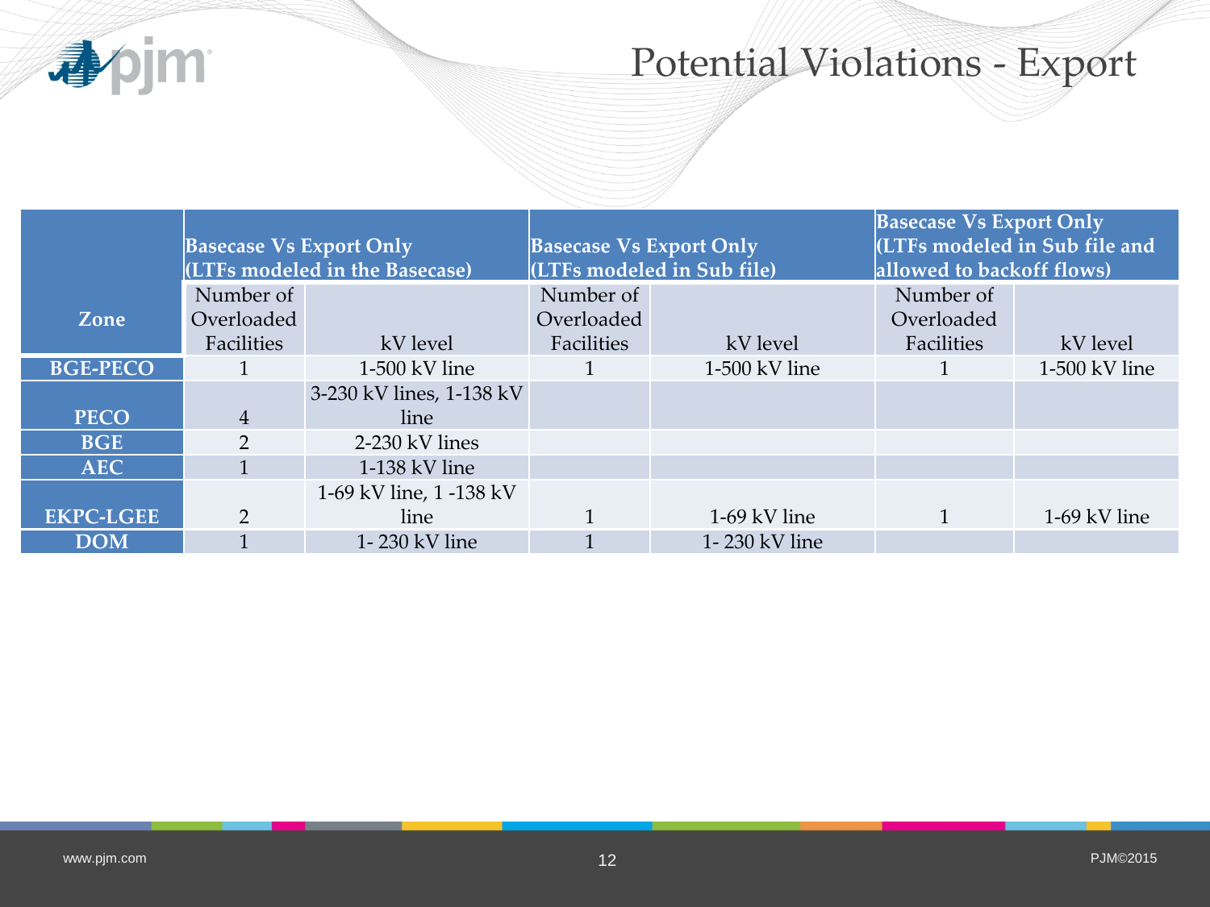# Potential Violations - Export

| Zone | Basecase Vs Export Only (LTFs modeled in the Basecase) | | Basecase Vs Export Only (LTFs modeled in Sub file) | | Basecase Vs Export Only (LTFs modeled in Sub file and allowed to backoff flows) | |
|---|---|---|---|---|---|---|
| | Number of Overloaded Facilities | kV level | Number of Overloaded Facilities | kV level | Number of Overloaded Facilities | kV level |
| BGE-PECO | 1 | 1-500 kV line | 1 | 1-500 kV line | 1 | 1-500 kV line |
| PECO | 4 | 3-230 kV lines, 1-138 kV line | | | | |
| BGE | 2 | 2-230 kV lines | | | | |
| AEC | 1 | 1-138 kV line | | | | |
| EKPC-LGEE | 2 | 1-69 kV line, 1 -138 kV line | 1 | 1-69 kV line | 1 | 1-69 kV line |
| DOM | 1 | 1- 230 kV line | 1 | 1- 230 kV line | | |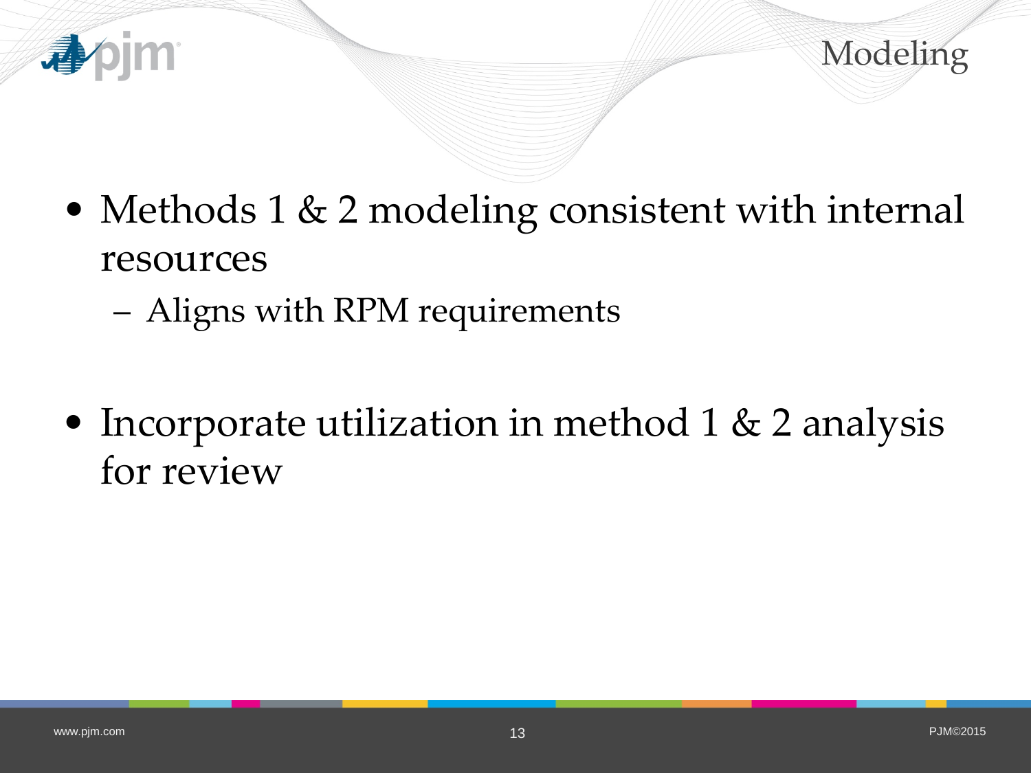# Modeling

- Methods 1 & 2 modeling consistent with internal resources
  - Aligns with RPM requirements

- Incorporate utilization in method 1 & 2 analysis for review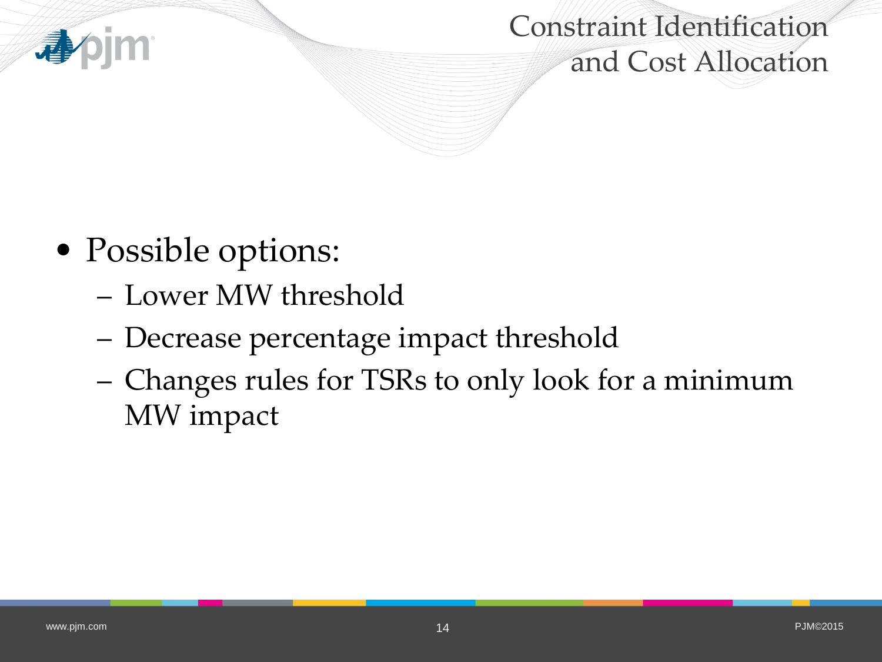# Constraint Identification and Cost Allocation

- Possible options:
  - Lower MW threshold
  - Decrease percentage impact threshold
  - Changes rules for TSRs to only look for a minimum MW impact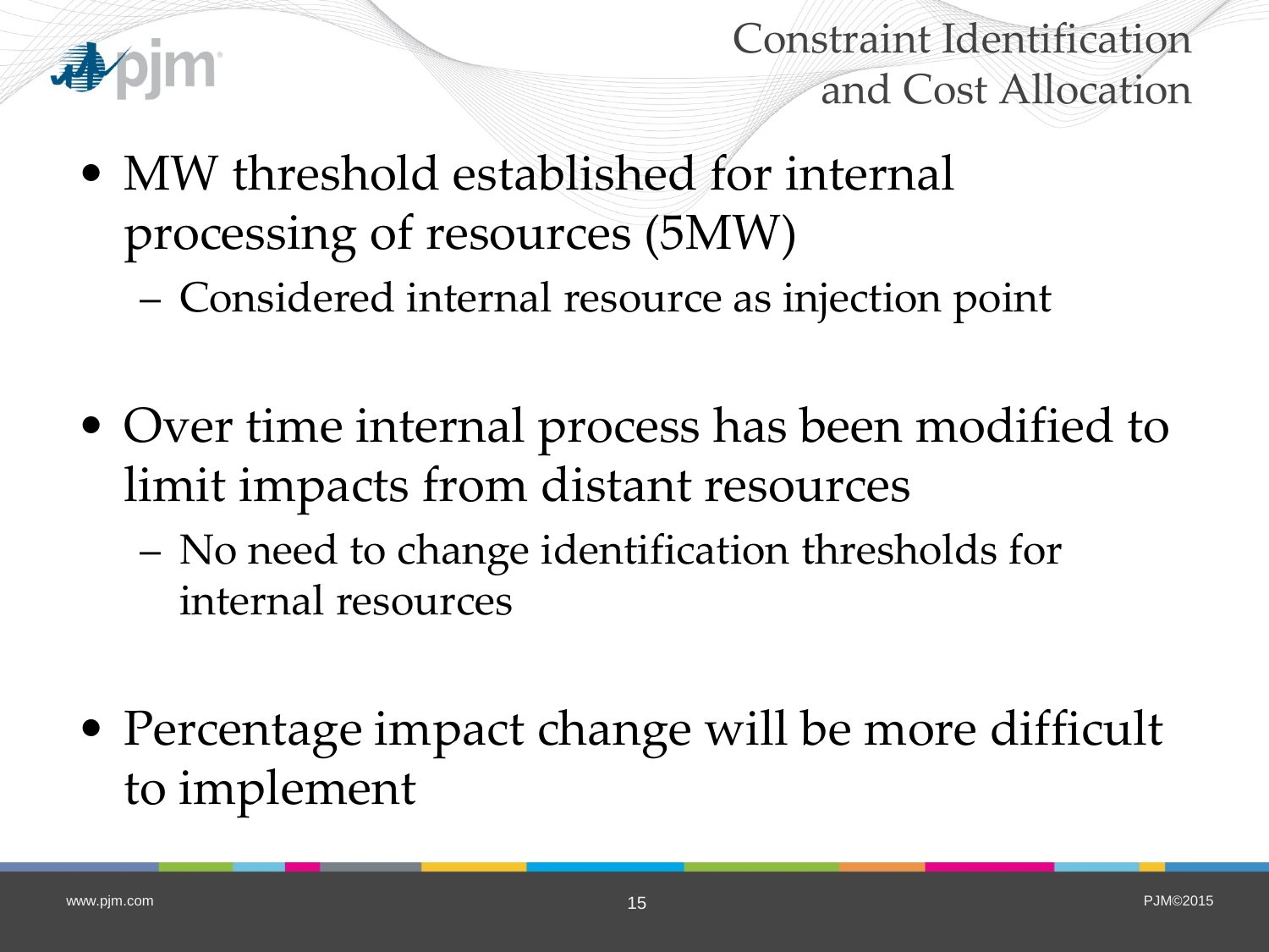# Constraint Identification and Cost Allocation

- MW threshold established for internal processing of resources (5MW)
  - Considered internal resource as injection point
- Over time internal process has been modified to limit impacts from distant resources
  - No need to change identification thresholds for internal resources
- Percentage impact change will be more difficult to implement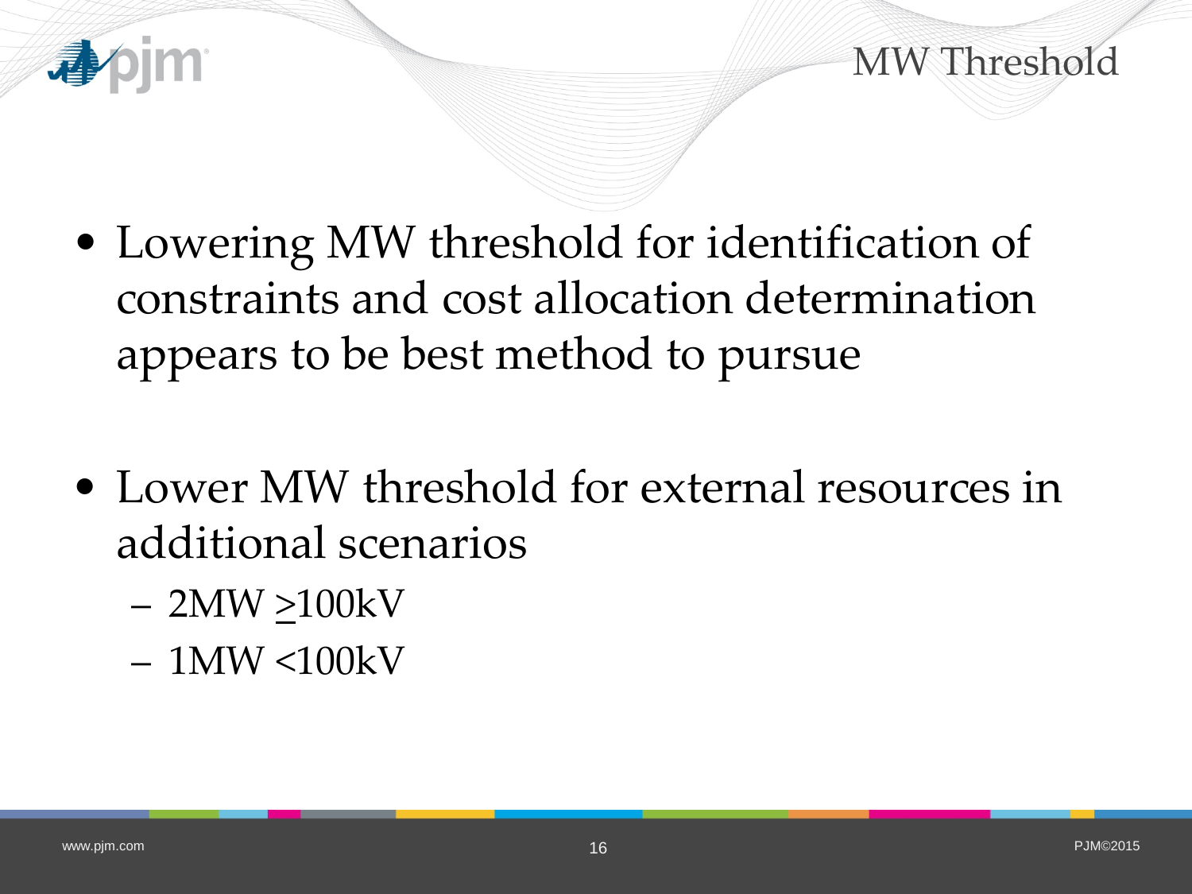# MW Threshold

- Lowering MW threshold for identification of constraints and cost allocation determination appears to be best method to pursue

- Lower MW threshold for external resources in additional scenarios
  - 2MW ≥100kV
  - 1MW <100kV